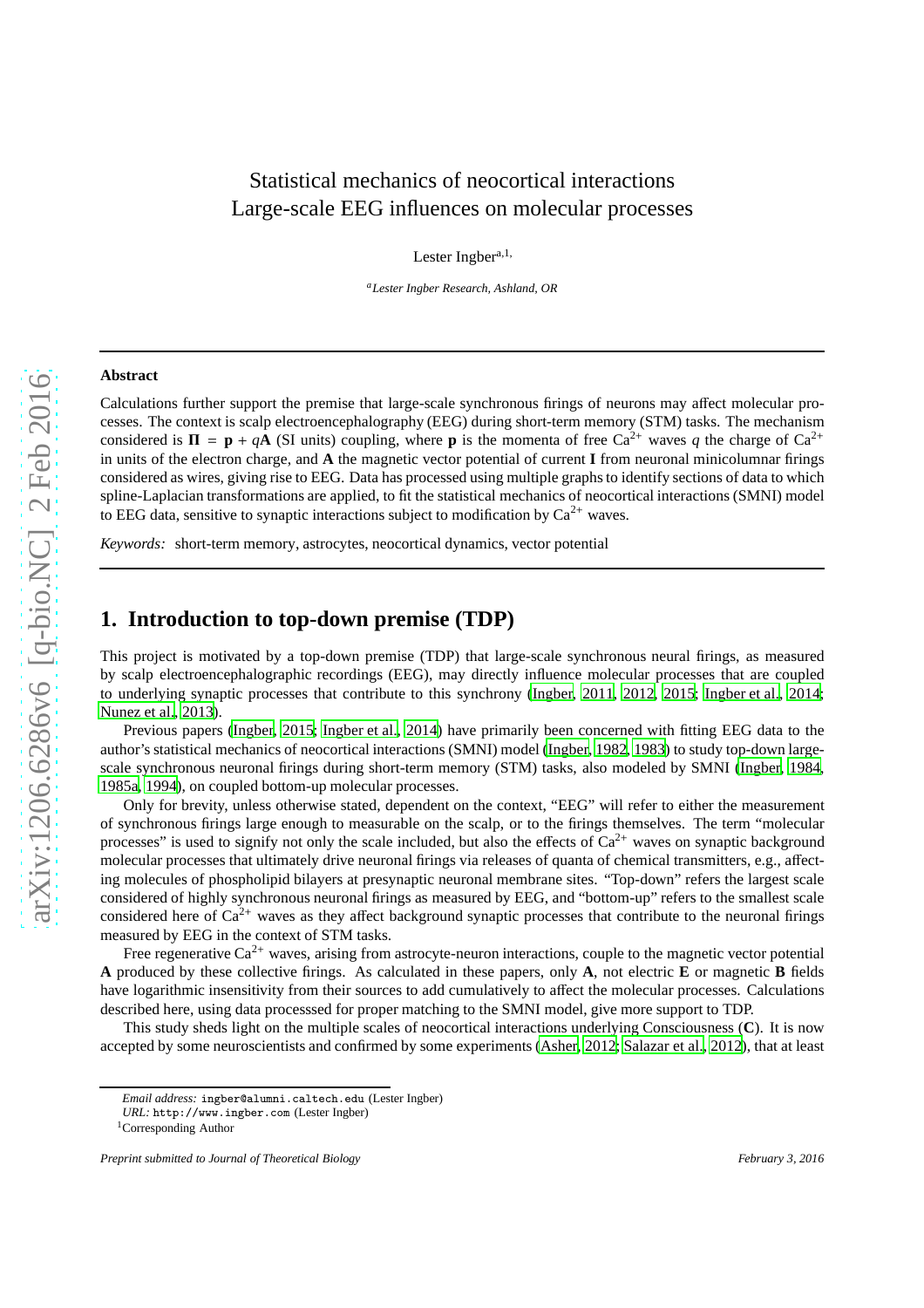# Statistical mechanics of neocortical interactions
# Large-scale EEG influences on molecular processes

Lester Ingber[a,1,]

[a] *Lester Ingber Research, Ashland, OR*

---

**Abstract**

Calculations further support the premise that large-scale synchronous firings of neurons may affect molecular processes. The context is scalp electroencephalography (EEG) during short-term memory (STM) tasks. The mechanism considered is $\mathbf{\Pi} = \mathbf{p} + q\mathbf{A}$ (SI units) coupling, where $\mathbf{p}$ is the momenta of free $Ca^{2+}$ waves $q$ the charge of $Ca^{2+}$ in units of the electron charge, and $\mathbf{A}$ the magnetic vector potential of current $\mathbf{I}$ from neuronal minicolumnar firings considered as wires, giving rise to EEG. Data has processed using multiple graphs to identify sections of data to which spline-Laplacian transformations are applied, to fit the statistical mechanics of neocortical interactions (SMNI) model to EEG data, sensitive to synaptic interactions subject to modification by $Ca^{2+}$ waves.

*Keywords:* short-term memory, astrocytes, neocortical dynamics, vector potential

---

## 1. Introduction to top-down premise (TDP)

This project is motivated by a top-down premise (TDP) that large-scale synchronous neural firings, as measured by scalp electroencephalographic recordings (EEG), may directly influence molecular processes that are coupled to underlying synaptic processes that contribute to this synchrony (Ingber, 2011, 2012, 2015; Ingber et al., 2014; Nunez et al., 2013).

Previous papers (Ingber, 2015; Ingber et al., 2014) have primarily been concerned with fitting EEG data to the author's statistical mechanics of neocortical interactions (SMNI) model (Ingber, 1982, 1983) to study top-down large-scale synchronous neuronal firings during short-term memory (STM) tasks, also modeled by SMNI (Ingber, 1984, 1985a, 1994), on coupled bottom-up molecular processes.

Only for brevity, unless otherwise stated, dependent on the context, "EEG" will refer to either the measurement of synchronous firings large enough to measurable on the scalp, or to the firings themselves. The term "molecular processes" is used to signify not only the scale included, but also the effects of $Ca^{2+}$ waves on synaptic background molecular processes that ultimately drive neuronal firings via releases of quanta of chemical transmitters, e.g., affecting molecules of phospholipid bilayers at presynaptic neuronal membrane sites. "Top-down" refers the largest scale considered of highly synchronous neuronal firings as measured by EEG, and "bottom-up" refers to the smallest scale considered here of $Ca^{2+}$ waves as they affect background synaptic processes that contribute to the neuronal firings measured by EEG in the context of STM tasks.

Free regenerative $Ca^{2+}$ waves, arising from astrocyte-neuron interactions, couple to the magnetic vector potential $\mathbf{A}$ produced by these collective firings. As calculated in these papers, only $\mathbf{A}$, not electric $\mathbf{E}$ or magnetic $\mathbf{B}$ fields have logarithmic insensitivity from their sources to add cumulatively to affect the molecular processes. Calculations described here, using data processsed for proper matching to the SMNI model, give more support to TDP.

This study sheds light on the multiple scales of neocortical interactions underlying Consciousness (**C**). It is now accepted by some neuroscientists and confirmed by some experiments (Asher, 2012; Salazar et al., 2012), that at least

*Email address:* ingber@alumni.caltech.edu (Lester Ingber)
*URL:* http://www.ingber.com (Lester Ingber)
[1] Corresponding Author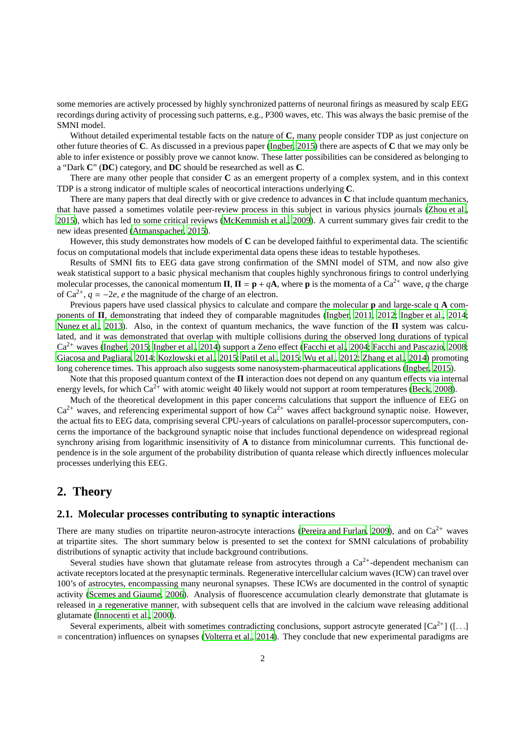some memories are actively processed by highly synchronized patterns of neuronal firings as measured by scalp EEG recordings during activity of processing such patterns, e.g., P300 waves, etc. This was always the basic premise of the SMNI model.

Without detailed experimental testable facts on the nature of **C**, many people consider TDP as just conjecture on other future theories of **C**. As discussed in a previous paper (Ingber, 2015) there are aspects of **C** that we may only be able to infer existence or possibly prove we cannot know. These latter possibilities can be considered as belonging to a "Dark **C**" (**DC**) category, and **DC** should be researched as well as **C**.

There are many other people that consider **C** as an emergent property of a complex system, and in this context TDP is a strong indicator of multiple scales of neocortical interactions underlying **C**.

There are many papers that deal directly with or give credence to advances in **C** that include quantum mechanics, that have passed a sometimes volatile peer-review process in this subject in various physics journals (Zhou et al., 2015), which has led to some critical reviews (McKemmish et al., 2009). A current summary gives fair credit to the new ideas presented (Atmanspacher, 2015).

However, this study demonstrates how models of **C** can be developed faithful to experimental data. The scientific focus on computational models that include experimental data opens these ideas to testable hypotheses.

Results of SMNI fits to EEG data gave strong confirmation of the SMNI model of STM, and now also give weak statistical support to a basic physical mechanism that couples highly synchronous firings to control underlying molecular processes, the canonical momentum $\mathbf{\Pi}$, $\mathbf{\Pi} = \mathbf{p} + q\mathbf{A}$, where $\mathbf{p}$ is the momenta of a $Ca^{2+}$ wave, $q$ the charge of $Ca^{2+}$, $q = -2e$, $e$ the magnitude of the charge of an electron.

Previous papers have used classical physics to calculate and compare the molecular $\mathbf{p}$ and large-scale q $\mathbf{A}$ components of $\mathbf{\Pi}$, demonstrating that indeed they of comparable magnitudes (Ingber, 2011, 2012; Ingber et al., 2014; Nunez et al., 2013). Also, in the context of quantum mechanics, the wave function of the $\mathbf{\Pi}$ system was calculated, and it was demonstrated that overlap with multiple collisions during the observed long durations of typical $Ca^{2+}$ waves (Ingber, 2015; Ingber et al., 2014) support a Zeno effect (Facchi et al., 2004; Facchi and Pascazio, 2008; Giacosa and Pagliara, 2014; Kozlowski et al., 2015; Patil et al., 2015; Wu et al., 2012; Zhang et al., 2014) promoting long coherence times. This approach also suggests some nanosystem-pharmaceutical applications (Ingber, 2015).

Note that this proposed quantum context of the $\mathbf{\Pi}$ interaction does not depend on any quantum effects via internal energy levels, for which $Ca^{2+}$ with atomic weight 40 likely would not support at room temperatures (Beck, 2008).

Much of the theoretical development in this paper concerns calculations that support the influence of EEG on $Ca^{2+}$ waves, and referencing experimental support of how $Ca^{2+}$ waves affect background synaptic noise. However, the actual fits to EEG data, comprising several CPU-years of calculations on parallel-processor supercomputers, concerns the importance of the background synaptic noise that includes functional dependence on widespread regional synchrony arising from logarithmic insensitivity of $\mathbf{A}$ to distance from minicolumnar currents. This functional dependence is in the sole argument of the probability distribution of quanta release which directly influences molecular processes underlying this EEG.

## 2. Theory

### 2.1. Molecular processes contributing to synaptic interactions

There are many studies on tripartite neuron-astrocyte interactions (Pereira and Furlan, 2009), and on $Ca^{2+}$ waves at tripartite sites. The short summary below is presented to set the context for SMNI calculations of probability distributions of synaptic activity that include background contributions.

Several studies have shown that glutamate release from astrocytes through a $Ca^{2+}$-dependent mechanism can activate receptors located at the presynaptic terminals. Regenerative intercellular calcium waves (ICW) can travel over 100's of astrocytes, encompassing many neuronal synapses. These ICWs are documented in the control of synaptic activity (Scemes and Giaume, 2006). Analysis of fluorescence accumulation clearly demonstrate that glutamate is released in a regenerative manner, with subsequent cells that are involved in the calcium wave releasing additional glutamate (Innocenti et al., 2000).

Several experiments, albeit with sometimes contradicting conclusions, support astrocyte generated $[Ca^{2+}]$ ([...] = concentration) influences on synapses (Volterra et al., 2014). They conclude that new experimental paradigms are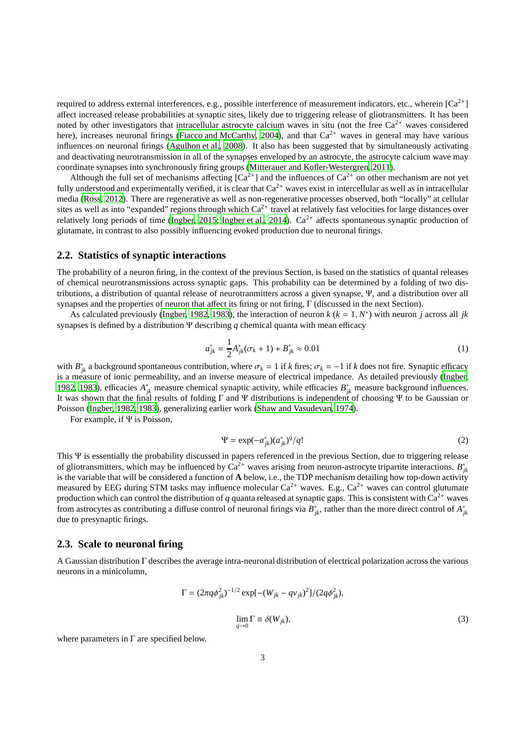required to address external interferences, e.g., possible interference of measurement indicators, etc., wherein [$Ca^{2+}$] affect increased release probabilities at synaptic sites, likely due to triggering release of gliotransmitters. It has been noted by other investigators that intracellular astrocyte calcium waves in situ (not the free $Ca^{2+}$ waves considered here), increases neuronal firings (Fiacco and McCarthy, 2004), and that $Ca^{2+}$ waves in general may have various influences on neuronal firings (Agulhon et al., 2008). It also has been suggested that by simultaneously activating and deactivating neurotransmission in all of the synapses enveloped by an astrocyte, the astrocyte calcium wave may coordinate synapses into synchronously firing groups (Mitterauer and Kofler-Westergren, 2011).

Although the full set of mechanisms affecting [$Ca^{2+}$] and the influences of $Ca^{2+}$ on other mechanism are not yet fully understood and experimentally verified, it is clear that $Ca^{2+}$ waves exist in intercellular as well as in intracellular media (Ross, 2012). There are regenerative as well as non-regenerative processes observed, both "locally" at cellular sites as well as into "expanded" regions through which $Ca^{2+}$ travel at relatively fast velocities for large distances over relatively long periods of time (Ingber, 2015; Ingber et al., 2014). $Ca^{2+}$ affects spontaneous synaptic production of glutamate, in contrast to also possibly influencing evoked production due to neuronal firings.

## 2.2. Statistics of synaptic interactions

The probability of a neuron firing, in the context of the previous Section, is based on the statistics of quantal releases of chemical neurotransmissions across synaptic gaps. This probability can be determined by a folding of two distributions, a distribution of quantal release of neurotransmitters across a given synapse, $\Psi$, and a distribution over all synapses and the properties of neuron that affect its firing or not firing, $\Gamma$ (discussed in the next Section).

As calculated previously (Ingber, 1982, 1983), the interaction of neuron $k$ ($k = 1, N^*$) with neuron $j$ across all $jk$ synapses is defined by a distribution $\Psi$ describing $q$ chemical quanta with mean efficacy

$$a^*_{jk} = \frac{1}{2} A^*_{jk}(\sigma_k + 1) + B^*_{jk} \approx 0.01 \tag{1}$$

with $B^*_{jk}$ a background spontaneous contribution, where $\sigma_k = 1$ if $k$ fires; $\sigma_k = -1$ if $k$ does not fire. Synaptic efficacy is a measure of ionic permeability, and an inverse measure of electrical impedance. As detailed previously (Ingber, 1982, 1983), efficacies $A^*_{jk}$ measure chemical synaptic activity, while efficacies $B^*_{jk}$ measure background influences. It was shown that the final results of folding $\Gamma$ and $\Psi$ distributions is independent of choosing $\Psi$ to be Gaussian or Poisson (Ingber, 1982, 1983), generalizing earlier work (Shaw and Vasudevan, 1974).

For example, if $\Psi$ is Poisson,

$$\Psi = \exp(-a^*_{jk})(a^*_{jk})^q / q! \tag{2}$$

This $\Psi$ is essentially the probability discussed in papers referenced in the previous Section, due to triggering release of gliotransmitters, which may be influenced by $Ca^{2+}$ waves arising from neuron-astrocyte tripartite interactions. $B^*_{jk}$ is the variable that will be considered a function of **A** below, i.e., the TDP mechanism detailing how top-down activity measured by EEG during STM tasks may influence molecular $Ca^{2+}$ waves. E.g., $Ca^{2+}$ waves can control glutumate production which can control the distribution of $q$ quanta released at synaptic gaps. This is consistent with $Ca^{2+}$ waves from astrocytes as contributing a diffuse control of neuronal firings via $B^*_{jk}$, rather than the more direct control of $A^*_{jk}$ due to presynaptic firings.

## 2.3. Scale to neuronal firing

A Gaussian distribution $\Gamma$ describes the average intra-neuronal distribution of electrical polarization across the various neurons in a minicolumn,

$$\Gamma = (2\pi q \phi^2_{jk})^{-1/2} \exp[-(W_{jk} - q v_{jk})^2] / (2 q \phi^2_{jk}),$$

$$\lim_{q \to 0} \Gamma \equiv \delta(W_{jk}), \tag{3}$$

where parameters in $\Gamma$ are specified below.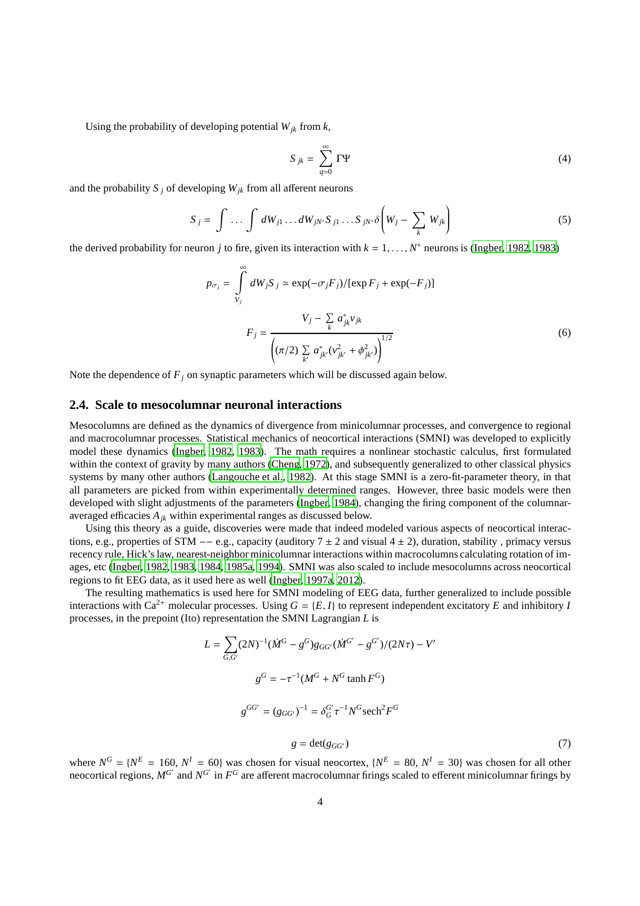Using the probability of developing potential $W_{jk}$ from $k$,

$$S_{jk} = \sum_{q=0}^{\infty} \Gamma \Psi \tag{4}$$

and the probability $S_j$ of developing $W_{jk}$ from all afferent neurons

$$S_j = \int \ldots \int dW_{j1} \ldots dW_{jN^*} S_{j1} \ldots S_{jN^*} \delta \left( W_j - \sum_k W_{jk} \right) \tag{5}$$

the derived probability for neuron $j$ to fire, given its interaction with $k = 1, \ldots, N^*$ neurons is (Ingber, 1982, 1983)

$$p_{\sigma_j} = \int_{V_j}^{\infty} dW_j S_j \simeq \exp(-\sigma_j F_j)/[\exp F_j + \exp(-F_j)]$$

$$F_j = \frac{V_j - \sum_k a^*_{jk} v_{jk}}{\left( (\pi/2) \sum_{k'} a^*_{jk'} (v^2_{jk'} + \phi^2_{jk'}) \right)^{1/2}} \tag{6}$$

Note the dependence of $F_j$ on synaptic parameters which will be discussed again below.

## 2.4. Scale to mesocolumnar neuronal interactions

Mesocolumns are defined as the dynamics of divergence from minicolumnar processes, and convergence to regional and macrocolumnar processes. Statistical mechanics of neocortical interactions (SMNI) was developed to explicitly model these dynamics (Ingber, 1982, 1983). The math requires a nonlinear stochastic calculus, first formulated within the context of gravity by many authors (Cheng, 1972), and subsequently generalized to other classical physics systems by many other authors (Langouche et al., 1982). At this stage SMNI is a zero-fit-parameter theory, in that all parameters are picked from within experimentally determined ranges. However, three basic models were then developed with slight adjustments of the parameters (Ingber, 1984), changing the firing component of the columnar-averaged efficacies $A_{jk}$ within experimental ranges as discussed below.

Using this theory as a guide, discoveries were made that indeed modeled various aspects of neocortical interactions, e.g., properties of STM −− e.g., capacity (auditory $7 \pm 2$ and visual $4 \pm 2$), duration, stability , primacy versus recency rule, Hick's law, nearest-neighbor minicolumnar interactions within macrocolumns calculating rotation of images, etc (Ingber, 1982, 1983, 1984, 1985a, 1994). SMNI was also scaled to include mesocolumns across neocortical regions to fit EEG data, as it used here as well (Ingber, 1997a, 2012).

The resulting mathematics is used here for SMNI modeling of EEG data, further generalized to include possible interactions with $Ca^{2+}$ molecular processes. Using $G = \{E, I\}$ to represent independent excitatory $E$ and inhibitory $I$ processes, in the prepoint (Ito) representation the SMNI Lagrangian $L$ is

$$L = \sum_{G,G'} (2N)^{-1} (\dot{M}^G - g^G) g_{GG'} (\dot{M}^{G'} - g^{G'})/(2N\tau) - V'$$

$$g^G = -\tau^{-1} (M^G + N^G \tanh F^G)$$

$$g^{GG'} = (g_{GG'})^{-1} = \delta^{G'}_G \tau^{-1} N^G \text{sech}^2 F^G$$

$$g = \det(g_{GG'}) \tag{7}$$

where $N^G = \{N^E = 160, N^I = 60\}$ was chosen for visual neocortex, $\{N^E = 80, N^I = 30\}$ was chosen for all other neocortical regions, $M^{G'}$ and $N^{G'}$ in $F^G$ are afferent macrocolumnar firings scaled to efferent minicolumnar firings by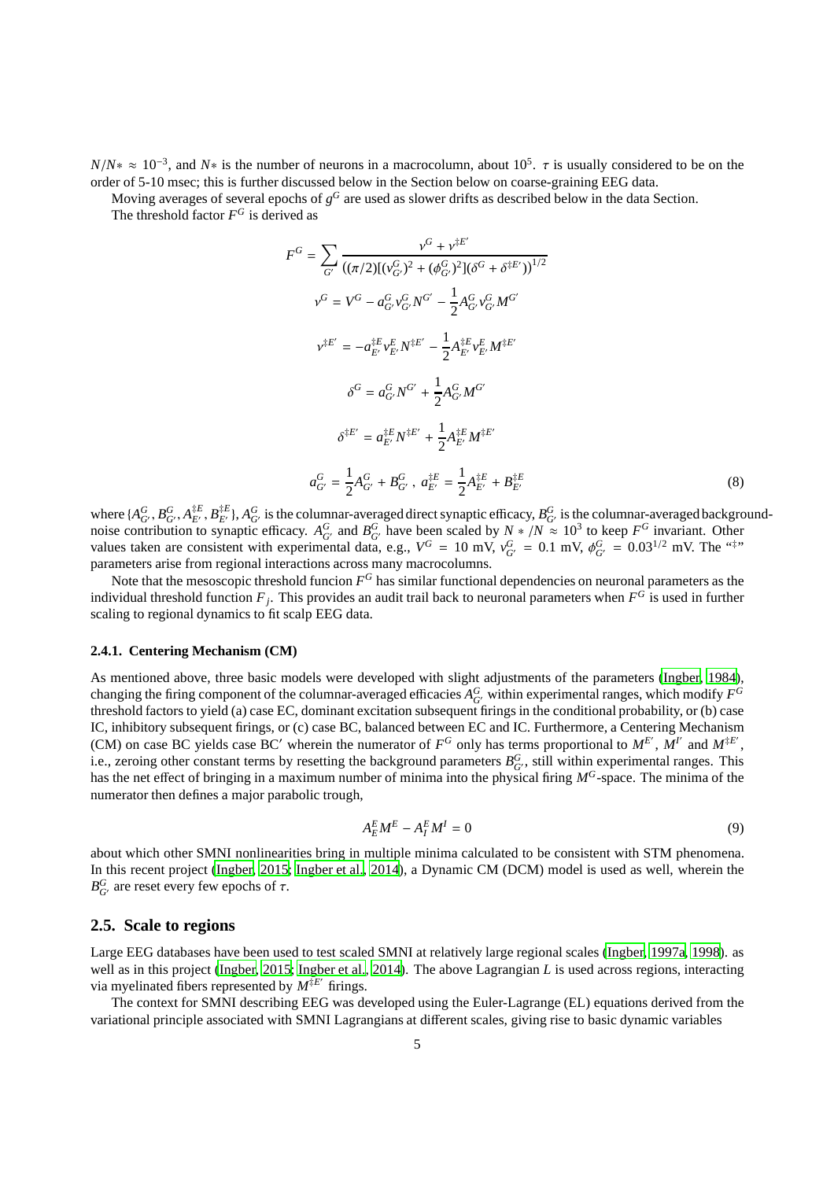$N/N* \approx 10^{-3}$, and $N*$ is the number of neurons in a macrocolumn, about $10^5$. $\tau$ is usually considered to be on the order of 5-10 msec; this is further discussed below in the Section below on coarse-graining EEG data.

Moving averages of several epochs of $g^G$ are used as slower drifts as described below in the data Section.

The threshold factor $F^G$ is derived as

$$
\begin{aligned}
F^G &= \sum_{G'} \frac{\nu^G + \nu^{\ddagger E'}}{\left((\pi/2)[(v^G_{G'})^2 + (\phi^G_{G'})^2](\delta^G + \delta^{\ddagger E'})\right)^{1/2}} \\
\nu^G &= V^G - a^G_{G'} v^G_{G'} N^{G'} - \frac{1}{2} A^G_{G'} v^G_{G'} M^{G'} \\
\nu^{\ddagger E'} &= -a^{\ddagger E}_{E'} v^E_{E'} N^{\ddagger E'} - \frac{1}{2} A^{\ddagger E}_{E'} v^E_{E'} M^{\ddagger E'} \\
\delta^G &= a^G_{G'} N^{G'} + \frac{1}{2} A^G_{G'} M^{G'} \\
\delta^{\ddagger E'} &= a^{\ddagger E}_{E'} N^{\ddagger E'} + \frac{1}{2} A^{\ddagger E}_{E'} M^{\ddagger E'} \\
a^G_{G'} &= \frac{1}{2} A^G_{G'} + B^G_{G'} \,, \; a^{\ddagger E}_{E'} = \frac{1}{2} A^{\ddagger E}_{E'} + B^{\ddagger E}_{E'}
\end{aligned}
\tag{8}
$$

where $\{A^G_{G'}, B^G_{G'}, A^{\ddagger E}_{E'}, B^{\ddagger E}_{E'}\}$, $A^G_{G'}$ is the columnar-averaged direct synaptic efficacy, $B^G_{G'}$ is the columnar-averaged background-noise contribution to synaptic efficacy. $A^G_{G'}$ and $B^G_{G'}$ have been scaled by $N*/N \approx 10^3$ to keep $F^G$ invariant. Other values taken are consistent with experimental data, e.g., $V^G = 10$ mV, $v^G_{G'} = 0.1$ mV, $\phi^G_{G'} = 0.03^{1/2}$ mV. The "‡" parameters arise from regional interactions across many macrocolumns.

Note that the mesoscopic threshold funcion $F^G$ has similar functional dependencies on neuronal parameters as the individual threshold function $F_j$. This provides an audit trail back to neuronal parameters when $F^G$ is used in further scaling to regional dynamics to fit scalp EEG data.

#### 2.4.1. Centering Mechanism (CM)

As mentioned above, three basic models were developed with slight adjustments of the parameters (Ingber, 1984), changing the firing component of the columnar-averaged efficacies $A^G_{G'}$ within experimental ranges, which modify $F^G$ threshold factors to yield (a) case EC, dominant excitation subsequent firings in the conditional probability, or (b) case IC, inhibitory subsequent firings, or (c) case BC, balanced between EC and IC. Furthermore, a Centering Mechanism (CM) on case BC yields case BC′ wherein the numerator of $F^G$ only has terms proportional to $M^{E'}$, $M^{I'}$ and $M^{\ddagger E'}$, i.e., zeroing other constant terms by resetting the background parameters $B^G_{G'}$, still within experimental ranges. This has the net effect of bringing in a maximum number of minima into the physical firing $M^G$-space. The minima of the numerator then defines a major parabolic trough,

$$
A^E_E M^E - A^E_I M^I = 0 \tag{9}
$$

about which other SMNI nonlinearities bring in multiple minima calculated to be consistent with STM phenomena. In this recent project (Ingber, 2015; Ingber et al., 2014), a Dynamic CM (DCM) model is used as well, wherein the $B^G_{G'}$ are reset every few epochs of $\tau$.

### 2.5. Scale to regions

Large EEG databases have been used to test scaled SMNI at relatively large regional scales (Ingber, 1997a, 1998). as well as in this project (Ingber, 2015; Ingber et al., 2014). The above Lagrangian $L$ is used across regions, interacting via myelinated fibers represented by $M^{\ddagger E'}$ firings.

The context for SMNI describing EEG was developed using the Euler-Lagrange (EL) equations derived from the variational principle associated with SMNI Lagrangians at different scales, giving rise to basic dynamic variables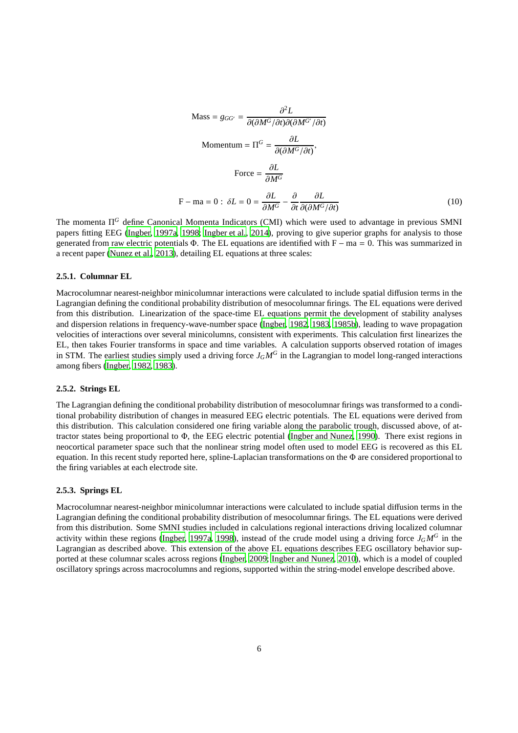$$\text{Mass} = g_{GG'} = \frac{\partial^2 L}{\partial(\partial M^G/\partial t)\partial(\partial M^{G'}/\partial t)}$$

$$\text{Momentum} = \Pi^G = \frac{\partial L}{\partial(\partial M^G/\partial t)},$$

$$\text{Force} = \frac{\partial L}{\partial M^G}$$

$$\text{F} - \text{ma} = 0 : \ \delta L = 0 = \frac{\partial L}{\partial M^G} - \frac{\partial}{\partial t}\frac{\partial L}{\partial(\partial M^G/\partial t)} \tag{10}$$

The momenta $\Pi^G$ define Canonical Momenta Indicators (CMI) which were used to advantage in previous SMNI papers fitting EEG (Ingber, 1997a, 1998; Ingber et al., 2014), proving to give superior graphs for analysis to those generated from raw electric potentials $\Phi$. The EL equations are identified with F − ma = 0. This was summarized in a recent paper (Nunez et al., 2013), detailing EL equations at three scales:

### 2.5.1. Columnar EL

Macrocolumnar nearest-neighbor minicolumnar interactions were calculated to include spatial diffusion terms in the Lagrangian defining the conditional probability distribution of mesocolumnar firings. The EL equations were derived from this distribution. Linearization of the space-time EL equations permit the development of stability analyses and dispersion relations in frequency-wave-number space (Ingber, 1982, 1983, 1985b), leading to wave propagation velocities of interactions over several minicolumns, consistent with experiments. This calculation first linearizes the EL, then takes Fourier transforms in space and time variables. A calculation supports observed rotation of images in STM. The earliest studies simply used a driving force $J_G M^G$ in the Lagrangian to model long-ranged interactions among fibers (Ingber, 1982, 1983).

### 2.5.2. Strings EL

The Lagrangian defining the conditional probability distribution of mesocolumnar firings was transformed to a conditional probability distribution of changes in measured EEG electric potentials. The EL equations were derived from this distribution. This calculation considered one firing variable along the parabolic trough, discussed above, of attractor states being proportional to $\Phi$, the EEG electric potential (Ingber and Nunez, 1990). There exist regions in neocortical parameter space such that the nonlinear string model often used to model EEG is recovered as this EL equation. In this recent study reported here, spline-Laplacian transformations on the $\Phi$ are considered proportional to the firing variables at each electrode site.

### 2.5.3. Springs EL

Macrocolumnar nearest-neighbor minicolumnar interactions were calculated to include spatial diffusion terms in the Lagrangian defining the conditional probability distribution of mesocolumnar firings. The EL equations were derived from this distribution. Some SMNI studies included in calculations regional interactions driving localized columnar activity within these regions (Ingber, 1997a, 1998), instead of the crude model using a driving force $J_G M^G$ in the Lagrangian as described above. This extension of the above EL equations describes EEG oscillatory behavior supported at these columnar scales across regions (Ingber, 2009; Ingber and Nunez, 2010), which is a model of coupled oscillatory springs across macrocolumns and regions, supported within the string-model envelope described above.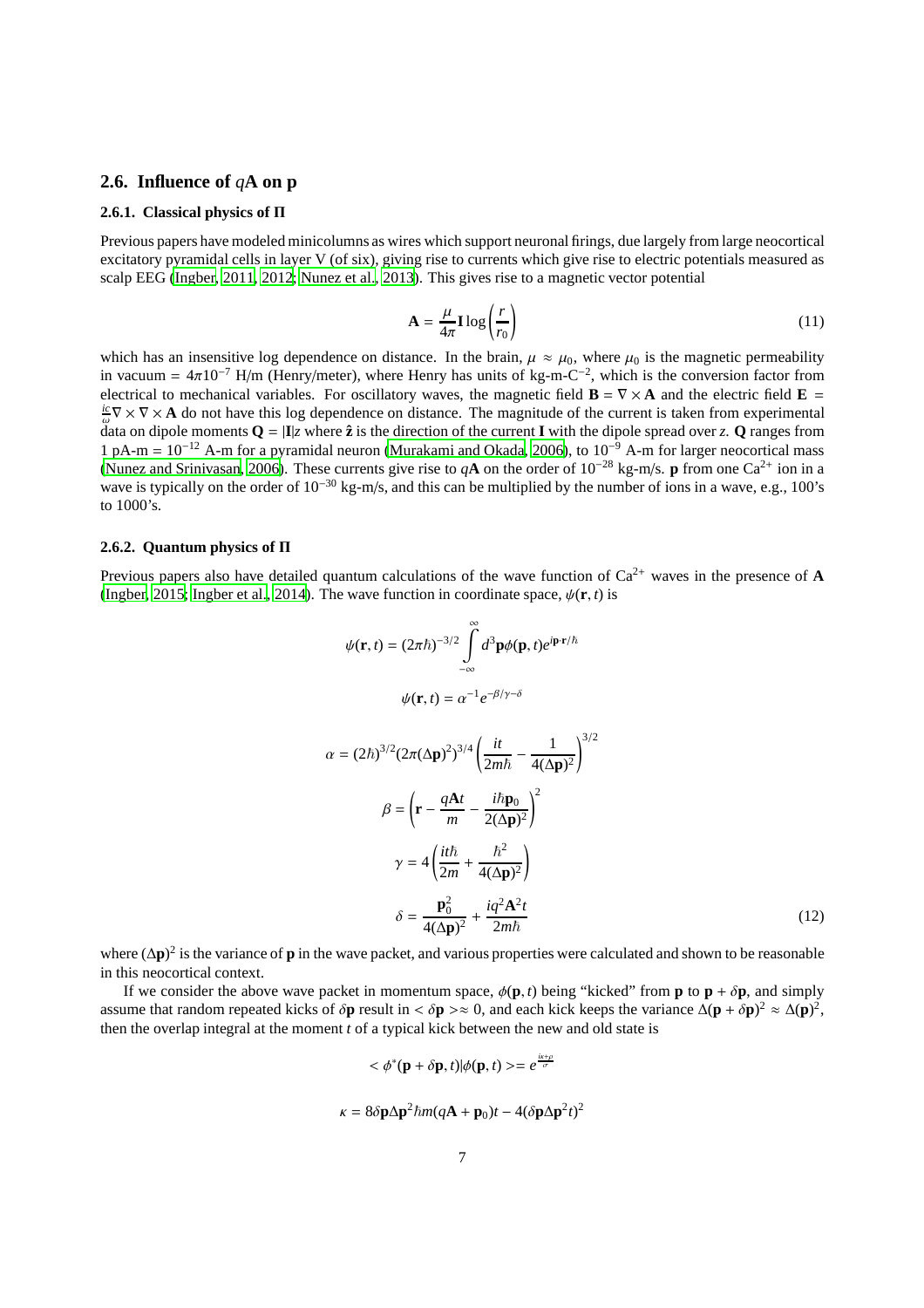### 2.6. Influence of $q\mathbf{A}$ on $\mathbf{p}$

#### 2.6.1. Classical physics of $\Pi$

Previous papers have modeled minicolumns as wires which support neuronal firings, due largely from large neocortical excitatory pyramidal cells in layer V (of six), giving rise to currents which give rise to electric potentials measured as scalp EEG (Ingber, 2011, 2012; Nunez et al., 2013). This gives rise to a magnetic vector potential

$$\mathbf{A} = \frac{\mu}{4\pi}\mathbf{I}\log\left(\frac{r}{r_0}\right) \tag{11}$$

which has an insensitive log dependence on distance. In the brain, $\mu \approx \mu_0$, where $\mu_0$ is the magnetic permeability in vacuum = $4\pi 10^{-7}$ H/m (Henry/meter), where Henry has units of kg-m-C$^{-2}$, which is the conversion factor from electrical to mechanical variables. For oscillatory waves, the magnetic field $\mathbf{B} = \nabla \times \mathbf{A}$ and the electric field $\mathbf{E} = \frac{ic}{\omega}\nabla \times \nabla \times \mathbf{A}$ do not have this log dependence on distance. The magnitude of the current is taken from experimental data on dipole moments $\mathbf{Q} = |\mathbf{I}|z$ where $\hat{\mathbf{z}}$ is the direction of the current $\mathbf{I}$ with the dipole spread over $z$. $\mathbf{Q}$ ranges from 1 pA-m = $10^{-12}$ A-m for a pyramidal neuron (Murakami and Okada, 2006), to $10^{-9}$ A-m for larger neocortical mass (Nunez and Srinivasan, 2006). These currents give rise to $q\mathbf{A}$ on the order of $10^{-28}$ kg-m/s. $\mathbf{p}$ from one $Ca^{2+}$ ion in a wave is typically on the order of $10^{-30}$ kg-m/s, and this can be multiplied by the number of ions in a wave, e.g., 100's to 1000's.

#### 2.6.2. Quantum physics of $\Pi$

Previous papers also have detailed quantum calculations of the wave function of $Ca^{2+}$ waves in the presence of $\mathbf{A}$ (Ingber, 2015; Ingber et al., 2014). The wave function in coordinate space, $\psi(\mathbf{r}, t)$ is

$$\psi(\mathbf{r}, t) = (2\pi\hbar)^{-3/2} \int_{-\infty}^{\infty} d^3\mathbf{p}\phi(\mathbf{p}, t)e^{i\mathbf{p}\cdot\mathbf{r}/\hbar}$$

$$\psi(\mathbf{r}, t) = \alpha^{-1}e^{-\beta/\gamma-\delta}$$

$$\alpha = (2\hbar)^{3/2}(2\pi(\Delta\mathbf{p})^2)^{3/4}\left(\frac{it}{2m\hbar} - \frac{1}{4(\Delta\mathbf{p})^2}\right)^{3/2}$$

$$\beta = \left(\mathbf{r} - \frac{q\mathbf{A}t}{m} - \frac{i\hbar\mathbf{p}_0}{2(\Delta\mathbf{p})^2}\right)^2$$

$$\gamma = 4\left(\frac{it\hbar}{2m} + \frac{\hbar^2}{4(\Delta\mathbf{p})^2}\right)$$

$$\delta = \frac{\mathbf{p}_0^2}{4(\Delta\mathbf{p})^2} + \frac{iq^2\mathbf{A}^2t}{2m\hbar} \tag{12}$$

where $(\Delta\mathbf{p})^2$ is the variance of $\mathbf{p}$ in the wave packet, and various properties were calculated and shown to be reasonable in this neocortical context.

If we consider the above wave packet in momentum space, $\phi(\mathbf{p}, t)$ being "kicked" from $\mathbf{p}$ to $\mathbf{p} + \delta\mathbf{p}$, and simply assume that random repeated kicks of $\delta\mathbf{p}$ result in $< \delta\mathbf{p} > \approx 0$, and each kick keeps the variance $\Delta(\mathbf{p} + \delta\mathbf{p})^2 \approx \Delta(\mathbf{p})^2$, then the overlap integral at the moment $t$ of a typical kick between the new and old state is

$$< \phi^*(\mathbf{p} + \delta\mathbf{p}, t)|\phi(\mathbf{p}, t) >= e^{\frac{i\kappa+\rho}{\sigma}}$$

$$\kappa = 8\delta\mathbf{p}\Delta\mathbf{p}^2\hbar m(q\mathbf{A} + \mathbf{p}_0)t - 4(\delta\mathbf{p}\Delta\mathbf{p}^2t)^2$$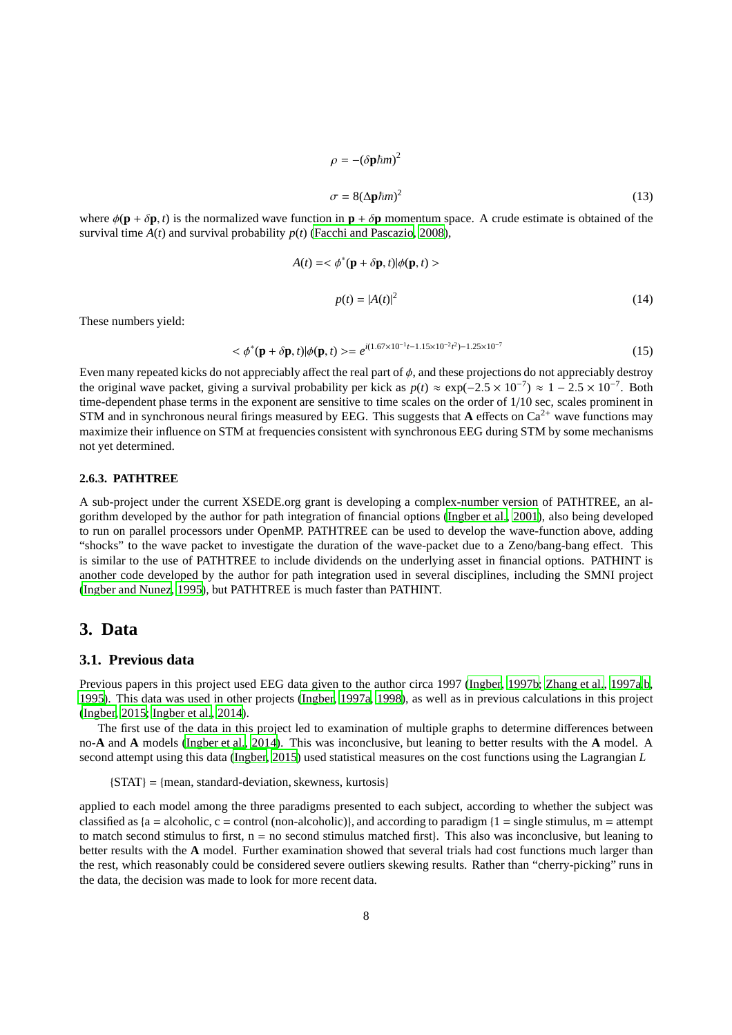$$\rho = -(\delta \mathbf{p} \hbar m)^2$$

$$\sigma = 8(\Delta \mathbf{p} \hbar m)^2 \tag{13}$$

where $\phi(\mathbf{p} + \delta\mathbf{p}, t)$ is the normalized wave function in $\mathbf{p} + \delta\mathbf{p}$ momentum space. A crude estimate is obtained of the survival time $A(t)$ and survival probability $p(t)$ (Facchi and Pascazio, 2008),

$$A(t) = < \phi^*(\mathbf{p} + \delta\mathbf{p}, t) | \phi(\mathbf{p}, t) >$$

$$p(t) = |A(t)|^2 \tag{14}$$

These numbers yield:

$$< \phi^*(\mathbf{p} + \delta\mathbf{p}, t) | \phi(\mathbf{p}, t) > = e^{i(1.67 \times 10^{-1} t - 1.15 \times 10^{-2} t^2) - 1.25 \times 10^{-7}} \tag{15}$$

Even many repeated kicks do not appreciably affect the real part of $\phi$, and these projections do not appreciably destroy the original wave packet, giving a survival probability per kick as $p(t) \approx \exp(-2.5 \times 10^{-7}) \approx 1 - 2.5 \times 10^{-7}$. Both time-dependent phase terms in the exponent are sensitive to time scales on the order of 1/10 sec, scales prominent in STM and in synchronous neural firings measured by EEG. This suggests that **A** effects on $Ca^{2+}$ wave functions may maximize their influence on STM at frequencies consistent with synchronous EEG during STM by some mechanisms not yet determined.

#### 2.6.3. PATHTREE

A sub-project under the current XSEDE.org grant is developing a complex-number version of PATHTREE, an algorithm developed by the author for path integration of financial options (Ingber et al., 2001), also being developed to run on parallel processors under OpenMP. PATHTREE can be used to develop the wave-function above, adding "shocks" to the wave packet to investigate the duration of the wave-packet due to a Zeno/bang-bang effect. This is similar to the use of PATHTREE to include dividends on the underlying asset in financial options. PATHINT is another code developed by the author for path integration used in several disciplines, including the SMNI project (Ingber and Nunez, 1995), but PATHTREE is much faster than PATHINT.

## 3. Data

### 3.1. Previous data

Previous papers in this project used EEG data given to the author circa 1997 (Ingber, 1997b; Zhang et al., 1997a,b, 1995). This data was used in other projects (Ingber, 1997a, 1998), as well as in previous calculations in this project (Ingber, 2015; Ingber et al., 2014).

The first use of the data in this project led to examination of multiple graphs to determine differences between no-**A** and **A** models (Ingber et al., 2014). This was inconclusive, but leaning to better results with the **A** model. A second attempt using this data (Ingber, 2015) used statistical measures on the cost functions using the Lagrangian $L$

{STAT} = {mean, standard-deviation, skewness, kurtosis}

applied to each model among the three paradigms presented to each subject, according to whether the subject was classified as {a = alcoholic, c = control (non-alcoholic)}, and according to paradigm {1 = single stimulus, m = attempt to match second stimulus to first, n = no second stimulus matched first}. This also was inconclusive, but leaning to better results with the **A** model. Further examination showed that several trials had cost functions much larger than the rest, which reasonably could be considered severe outliers skewing results. Rather than "cherry-picking" runs in the data, the decision was made to look for more recent data.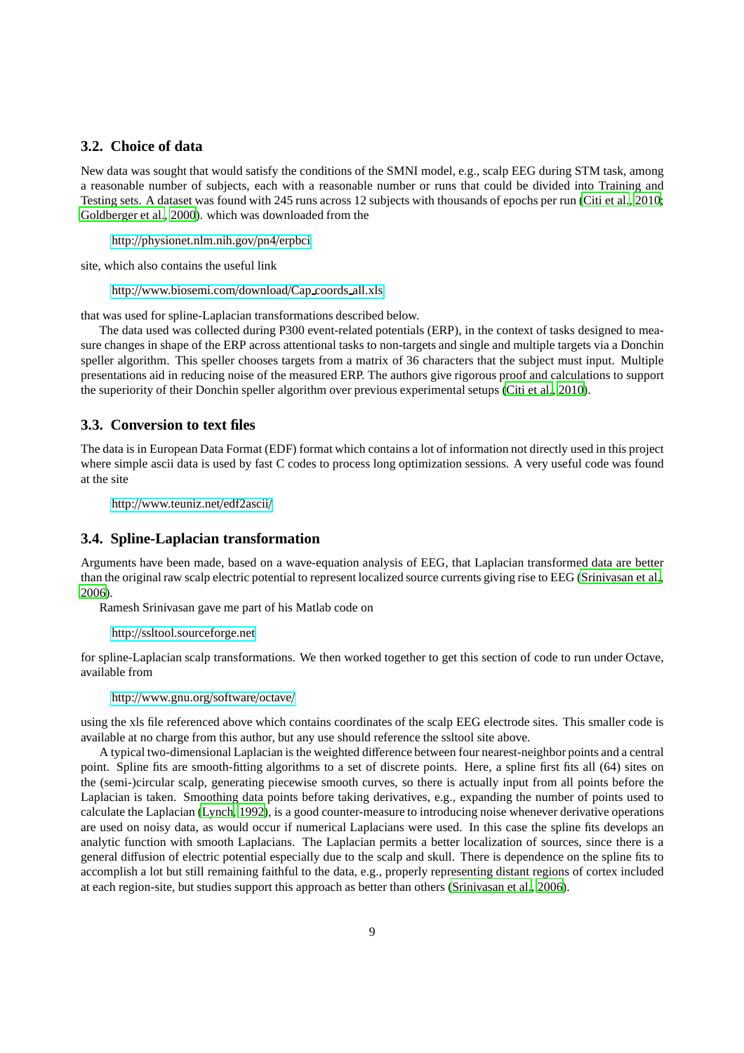### 3.2. Choice of data

New data was sought that would satisfy the conditions of the SMNI model, e.g., scalp EEG during STM task, among a reasonable number of subjects, each with a reasonable number or runs that could be divided into Training and Testing sets. A dataset was found with 245 runs across 12 subjects with thousands of epochs per run (Citi et al., 2010; Goldberger et al., 2000). which was downloaded from the

http://physionet.nlm.nih.gov/pn4/erpbci

site, which also contains the useful link

http://www.biosemi.com/download/Cap_coords_all.xls

that was used for spline-Laplacian transformations described below.

The data used was collected during P300 event-related potentials (ERP), in the context of tasks designed to measure changes in shape of the ERP across attentional tasks to non-targets and single and multiple targets via a Donchin speller algorithm. This speller chooses targets from a matrix of 36 characters that the subject must input. Multiple presentations aid in reducing noise of the measured ERP. The authors give rigorous proof and calculations to support the superiority of their Donchin speller algorithm over previous experimental setups (Citi et al., 2010).

### 3.3. Conversion to text files

The data is in European Data Format (EDF) format which contains a lot of information not directly used in this project where simple ascii data is used by fast C codes to process long optimization sessions. A very useful code was found at the site

http://www.teuniz.net/edf2ascii/

### 3.4. Spline-Laplacian transformation

Arguments have been made, based on a wave-equation analysis of EEG, that Laplacian transformed data are better than the original raw scalp electric potential to represent localized source currents giving rise to EEG (Srinivasan et al., 2006).

Ramesh Srinivasan gave me part of his Matlab code on

http://ssltool.sourceforge.net

for spline-Laplacian scalp transformations. We then worked together to get this section of code to run under Octave, available from

http://www.gnu.org/software/octave/

using the xls file referenced above which contains coordinates of the scalp EEG electrode sites. This smaller code is available at no charge from this author, but any use should reference the ssltool site above.

A typical two-dimensional Laplacian is the weighted difference between four nearest-neighbor points and a central point. Spline fits are smooth-fitting algorithms to a set of discrete points. Here, a spline first fits all (64) sites on the (semi-)circular scalp, generating piecewise smooth curves, so there is actually input from all points before the Laplacian is taken. Smoothing data points before taking derivatives, e.g., expanding the number of points used to calculate the Laplacian (Lynch, 1992), is a good counter-measure to introducing noise whenever derivative operations are used on noisy data, as would occur if numerical Laplacians were used. In this case the spline fits develops an analytic function with smooth Laplacians. The Laplacian permits a better localization of sources, since there is a general diffusion of electric potential especially due to the scalp and skull. There is dependence on the spline fits to accomplish a lot but still remaining faithful to the data, e.g., properly representing distant regions of cortex included at each region-site, but studies support this approach as better than others (Srinivasan et al., 2006).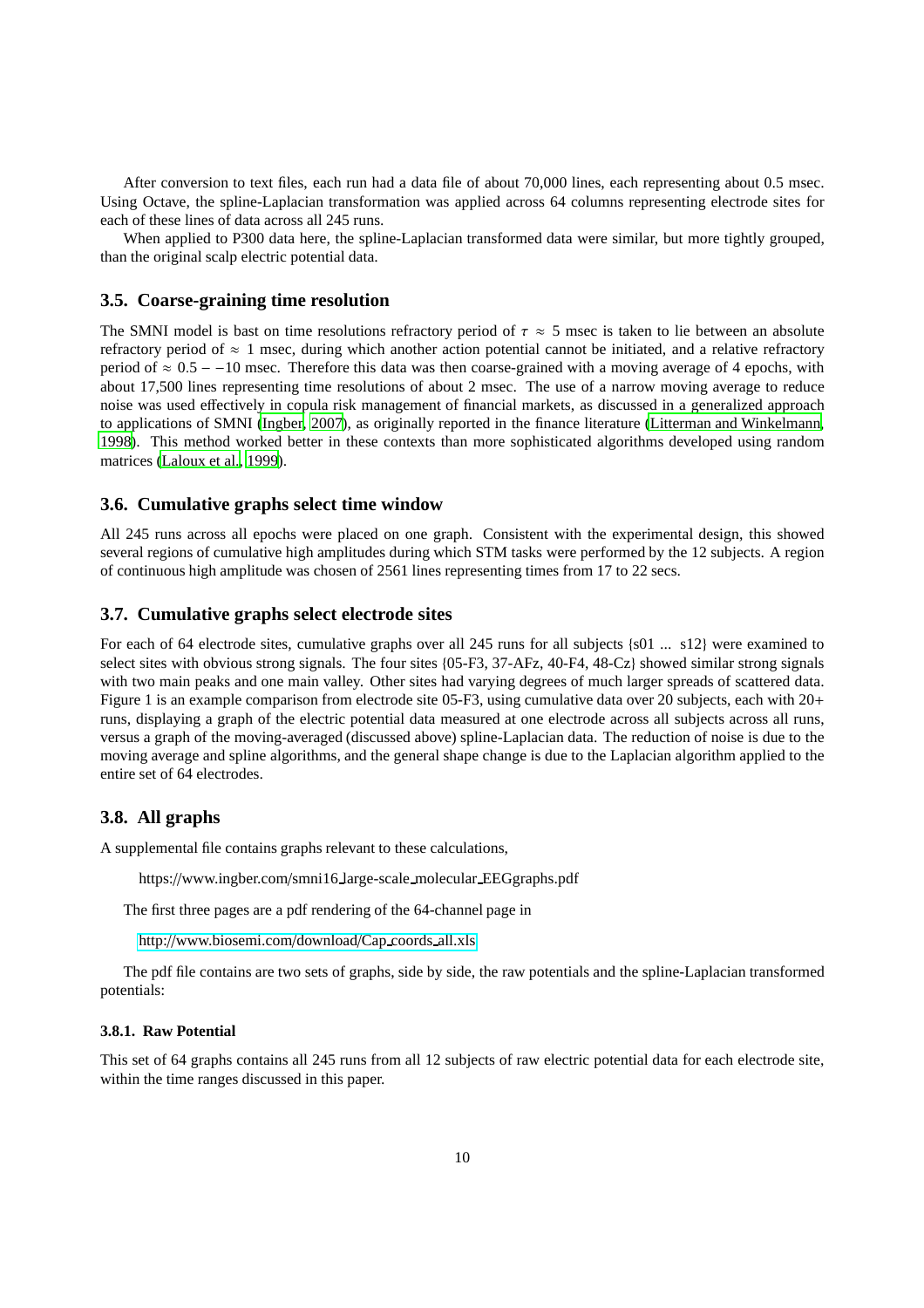After conversion to text files, each run had a data file of about 70,000 lines, each representing about 0.5 msec. Using Octave, the spline-Laplacian transformation was applied across 64 columns representing electrode sites for each of these lines of data across all 245 runs.

When applied to P300 data here, the spline-Laplacian transformed data were similar, but more tightly grouped, than the original scalp electric potential data.

### 3.5. Coarse-graining time resolution

The SMNI model is bast on time resolutions refractory period of $\tau \approx 5$ msec is taken to lie between an absolute refractory period of $\approx 1$ msec, during which another action potential cannot be initiated, and a relative refractory period of $\approx 0.5 - -10$ msec. Therefore this data was then coarse-grained with a moving average of 4 epochs, with about 17,500 lines representing time resolutions of about 2 msec. The use of a narrow moving average to reduce noise was used effectively in copula risk management of financial markets, as discussed in a generalized approach to applications of SMNI (Ingber, 2007), as originally reported in the finance literature (Litterman and Winkelmann, 1998). This method worked better in these contexts than more sophisticated algorithms developed using random matrices (Laloux et al., 1999).

### 3.6. Cumulative graphs select time window

All 245 runs across all epochs were placed on one graph. Consistent with the experimental design, this showed several regions of cumulative high amplitudes during which STM tasks were performed by the 12 subjects. A region of continuous high amplitude was chosen of 2561 lines representing times from 17 to 22 secs.

### 3.7. Cumulative graphs select electrode sites

For each of 64 electrode sites, cumulative graphs over all 245 runs for all subjects {s01 ... s12} were examined to select sites with obvious strong signals. The four sites {05-F3, 37-AFz, 40-F4, 48-Cz} showed similar strong signals with two main peaks and one main valley. Other sites had varying degrees of much larger spreads of scattered data. Figure 1 is an example comparison from electrode site 05-F3, using cumulative data over 20 subjects, each with 20+ runs, displaying a graph of the electric potential data measured at one electrode across all subjects across all runs, versus a graph of the moving-averaged (discussed above) spline-Laplacian data. The reduction of noise is due to the moving average and spline algorithms, and the general shape change is due to the Laplacian algorithm applied to the entire set of 64 electrodes.

### 3.8. All graphs

A supplemental file contains graphs relevant to these calculations,

https://www.ingber.com/smni16_large-scale_molecular_EEGgraphs.pdf

The first three pages are a pdf rendering of the 64-channel page in

http://www.biosemi.com/download/Cap_coords_all.xls

The pdf file contains are two sets of graphs, side by side, the raw potentials and the spline-Laplacian transformed potentials:

#### 3.8.1. Raw Potential

This set of 64 graphs contains all 245 runs from all 12 subjects of raw electric potential data for each electrode site, within the time ranges discussed in this paper.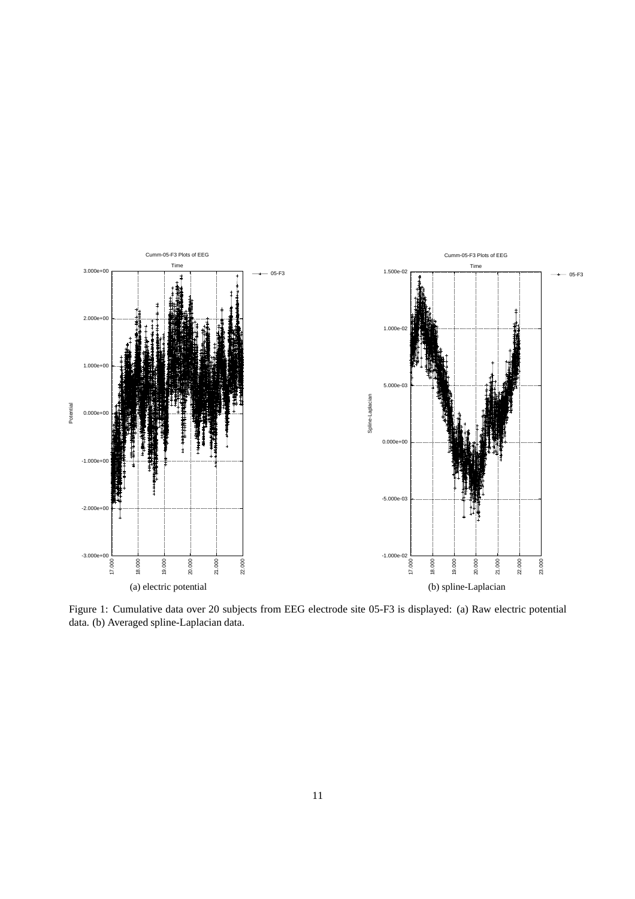(a) electric potential

(b) spline-Laplacian

Figure 1: Cumulative data over 20 subjects from EEG electrode site 05-F3 is displayed: (a) Raw electric potential data. (b) Averaged spline-Laplacian data.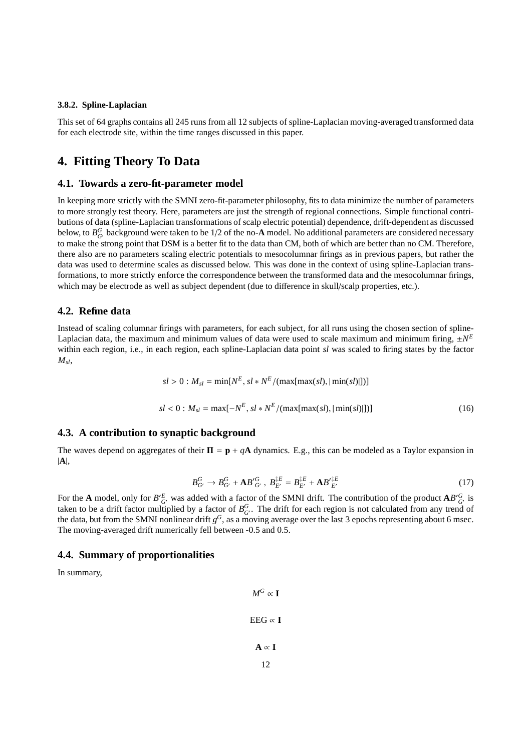#### 3.8.2. Spline-Laplacian

This set of 64 graphs contains all 245 runs from all 12 subjects of spline-Laplacian moving-averaged transformed data for each electrode site, within the time ranges discussed in this paper.

# 4. Fitting Theory To Data

## 4.1. Towards a zero-fit-parameter model

In keeping more strictly with the SMNI zero-fit-parameter philosophy, fits to data minimize the number of parameters to more strongly test theory. Here, parameters are just the strength of regional connections. Simple functional contributions of data (spline-Laplacian transformations of scalp electric potential) dependence, drift-dependent as discussed below, to $B^G_{G'}$ background were taken to be 1/2 of the no-**A** model. No additional parameters are considered necessary to make the strong point that DSM is a better fit to the data than CM, both of which are better than no CM. Therefore, there also are no parameters scaling electric potentials to mesocolumnar firings as in previous papers, but rather the data was used to determine scales as discussed below. This was done in the context of using spline-Laplacian transformations, to more strictly enforce the correspondence between the transformed data and the mesocolumnar firings, which may be electrode as well as subject dependent (due to difference in skull/scalp properties, etc.).

## 4.2. Refine data

Instead of scaling columnar firings with parameters, for each subject, for all runs using the chosen section of spline-Laplacian data, the maximum and minimum values of data were used to scale maximum and minimum firing, $\pm N^E$ within each region, i.e., in each region, each spline-Laplacian data point $sl$ was scaled to firing states by the factor $M_{sl}$,

$$sl > 0 : M_{sl} = \min[N^E, sl * N^E / (\max[\max(sl), |\min(sl)|])]$$

$$sl < 0 : M_{sl} = \max[-N^E, sl * N^E / (\max[\max(sl), |\min(sl)|])] \tag{16}$$

## 4.3. A contribution to synaptic background

The waves depend on aggregates of their $\mathbf{\Pi} = \mathbf{p} + q\mathbf{A}$ dynamics. E.g., this can be modeled as a Taylor expansion in $|\mathbf{A}|$,

$$B^G_{G'} \to B^G_{G'} + \mathbf{A} B'^G_{G'} \,,\; B^{\ddagger E}_{E'} = B^{\ddagger E}_{E'} + \mathbf{A} B'^{\ddagger E}_{E'} \tag{17}$$

For the **A** model, only for $B'^E_{G'}$ was added with a factor of the SMNI drift. The contribution of the product $\mathbf{A} B'^G_{G'}$ is taken to be a drift factor multiplied by a factor of $B^G_{G'}$. The drift for each region is not calculated from any trend of the data, but from the SMNI nonlinear drift $g^G$, as a moving average over the last 3 epochs representing about 6 msec. The moving-averaged drift numerically fell between -0.5 and 0.5.

## 4.4. Summary of proportionalities

In summary,

$$M^G \propto \mathbf{I}$$

$$\mathrm{EEG} \propto \mathbf{I}$$

$$\mathbf{A} \propto \mathbf{I}$$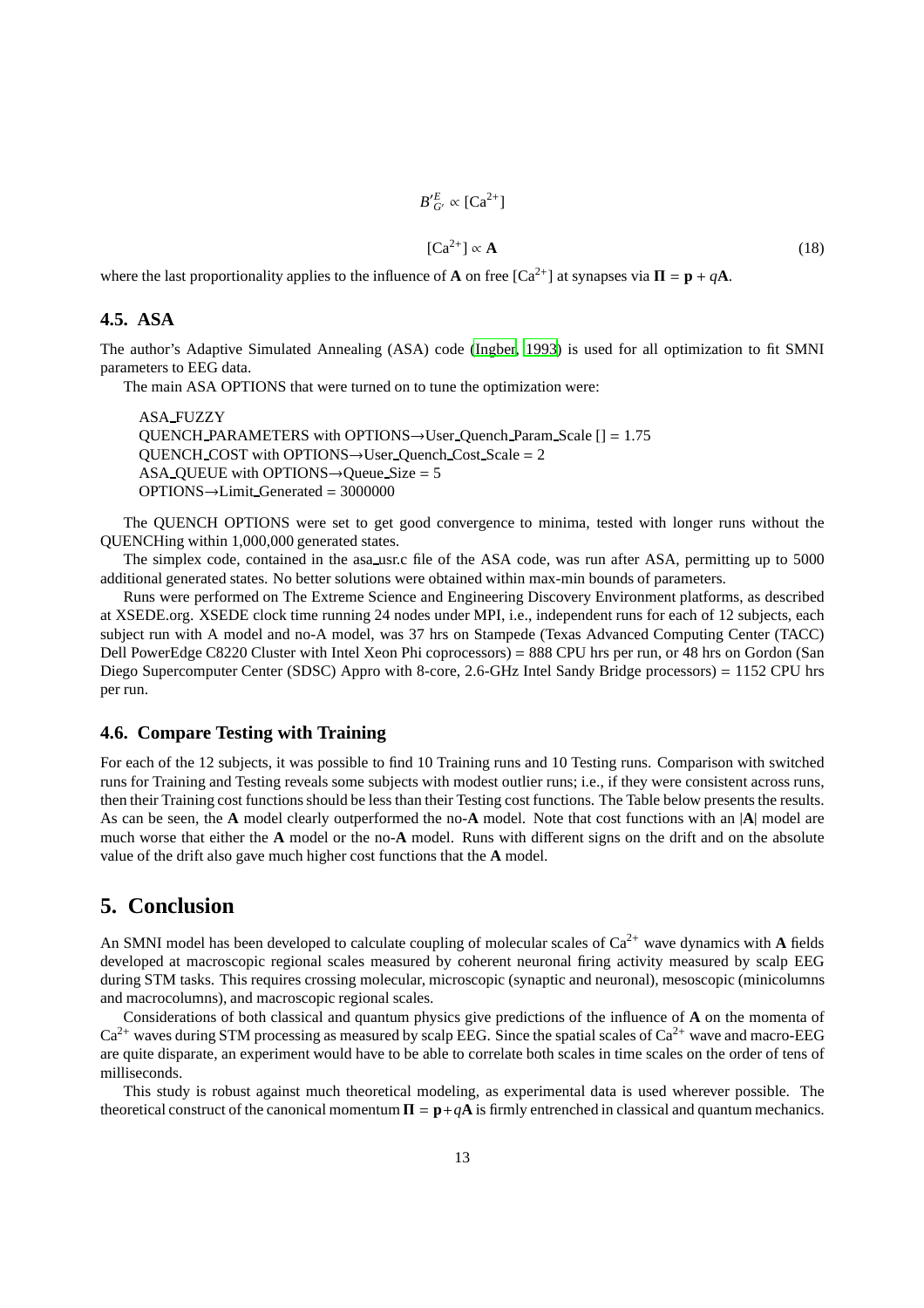$$B'^{E}_{G'} \propto [\mathrm{Ca}^{2+}]$$

$$[\mathrm{Ca}^{2+}] \propto \mathbf{A} \tag{18}$$

where the last proportionality applies to the influence of $\mathbf{A}$ on free $[\mathrm{Ca}^{2+}]$ at synapses via $\mathbf{\Pi} = \mathbf{p} + q\mathbf{A}$.

### 4.5. ASA

The author's Adaptive Simulated Annealing (ASA) code (Ingber, 1993) is used for all optimization to fit SMNI parameters to EEG data.

The main ASA OPTIONS that were turned on to tune the optimization were:

ASA_FUZZY
QUENCH_PARAMETERS with OPTIONS→User_Quench_Param_Scale [] = 1.75
QUENCH_COST with OPTIONS→User_Quench_Cost_Scale = 2
ASA_QUEUE with OPTIONS→Queue_Size = 5
OPTIONS→Limit_Generated = 3000000

The QUENCH OPTIONS were set to get good convergence to minima, tested with longer runs without the QUENCHing within 1,000,000 generated states.

The simplex code, contained in the asa_usr.c file of the ASA code, was run after ASA, permitting up to 5000 additional generated states. No better solutions were obtained within max-min bounds of parameters.

Runs were performed on The Extreme Science and Engineering Discovery Environment platforms, as described at XSEDE.org. XSEDE clock time running 24 nodes under MPI, i.e., independent runs for each of 12 subjects, each subject run with A model and no-A model, was 37 hrs on Stampede (Texas Advanced Computing Center (TACC) Dell PowerEdge C8220 Cluster with Intel Xeon Phi coprocessors) = 888 CPU hrs per run, or 48 hrs on Gordon (San Diego Supercomputer Center (SDSC) Appro with 8-core, 2.6-GHz Intel Sandy Bridge processors) = 1152 CPU hrs per run.

### 4.6. Compare Testing with Training

For each of the 12 subjects, it was possible to find 10 Training runs and 10 Testing runs. Comparison with switched runs for Training and Testing reveals some subjects with modest outlier runs; i.e., if they were consistent across runs, then their Training cost functions should be less than their Testing cost functions. The Table below presents the results. As can be seen, the **A** model clearly outperformed the no-**A** model. Note that cost functions with an $|\mathbf{A}|$ model are much worse that either the **A** model or the no-**A** model. Runs with different signs on the drift and on the absolute value of the drift also gave much higher cost functions that the **A** model.

## 5. Conclusion

An SMNI model has been developed to calculate coupling of molecular scales of $\mathrm{Ca}^{2+}$ wave dynamics with **A** fields developed at macroscopic regional scales measured by coherent neuronal firing activity measured by scalp EEG during STM tasks. This requires crossing molecular, microscopic (synaptic and neuronal), mesoscopic (minicolumns and macrocolumns), and macroscopic regional scales.

Considerations of both classical and quantum physics give predictions of the influence of **A** on the momenta of $\mathrm{Ca}^{2+}$ waves during STM processing as measured by scalp EEG. Since the spatial scales of $\mathrm{Ca}^{2+}$ wave and macro-EEG are quite disparate, an experiment would have to be able to correlate both scales in time scales on the order of tens of milliseconds.

This study is robust against much theoretical modeling, as experimental data is used wherever possible. The theoretical construct of the canonical momentum $\mathbf{\Pi} = \mathbf{p} + q\mathbf{A}$ is firmly entrenched in classical and quantum mechanics.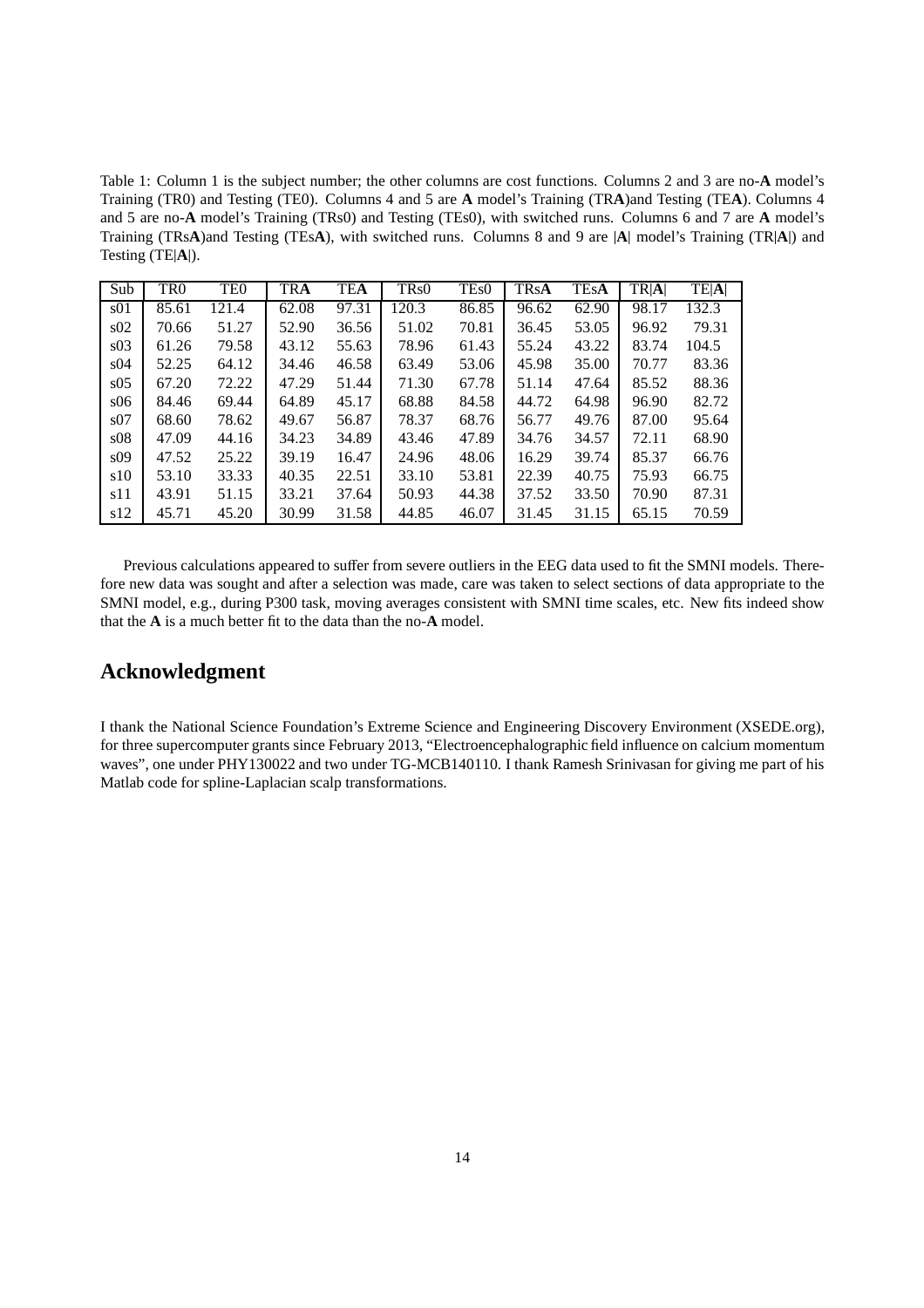Table 1: Column 1 is the subject number; the other columns are cost functions. Columns 2 and 3 are no-**A** model's Training (TR0) and Testing (TE0). Columns 4 and 5 are **A** model's Training (TR**A**)and Testing (TE**A**). Columns 4 and 5 are no-**A** model's Training (TRs0) and Testing (TEs0), with switched runs. Columns 6 and 7 are **A** model's Training (TRs**A**)and Testing (TEs**A**), with switched runs. Columns 8 and 9 are |**A**| model's Training (TR|**A**|) and Testing (TE|**A**|).

| Sub | TR0 | TE0 | TR**A** | TE**A** | TRs0 | TEs0 | TRs**A** | TEs**A** | TR\|**A**\| | TE\|**A**\| |
|---|---|---|---|---|---|---|---|---|---|---|
| s01 | 85.61 | 121.4 | 62.08 | 97.31 | 120.3 | 86.85 | 96.62 | 62.90 | 98.17 | 132.3 |
| s02 | 70.66 | 51.27 | 52.90 | 36.56 | 51.02 | 70.81 | 36.45 | 53.05 | 96.92 | 79.31 |
| s03 | 61.26 | 79.58 | 43.12 | 55.63 | 78.96 | 61.43 | 55.24 | 43.22 | 83.74 | 104.5 |
| s04 | 52.25 | 64.12 | 34.46 | 46.58 | 63.49 | 53.06 | 45.98 | 35.00 | 70.77 | 83.36 |
| s05 | 67.20 | 72.22 | 47.29 | 51.44 | 71.30 | 67.78 | 51.14 | 47.64 | 85.52 | 88.36 |
| s06 | 84.46 | 69.44 | 64.89 | 45.17 | 68.88 | 84.58 | 44.72 | 64.98 | 96.90 | 82.72 |
| s07 | 68.60 | 78.62 | 49.67 | 56.87 | 78.37 | 68.76 | 56.77 | 49.76 | 87.00 | 95.64 |
| s08 | 47.09 | 44.16 | 34.23 | 34.89 | 43.46 | 47.89 | 34.76 | 34.57 | 72.11 | 68.90 |
| s09 | 47.52 | 25.22 | 39.19 | 16.47 | 24.96 | 48.06 | 16.29 | 39.74 | 85.37 | 66.76 |
| s10 | 53.10 | 33.33 | 40.35 | 22.51 | 33.10 | 53.81 | 22.39 | 40.75 | 75.93 | 66.75 |
| s11 | 43.91 | 51.15 | 33.21 | 37.64 | 50.93 | 44.38 | 37.52 | 33.50 | 70.90 | 87.31 |
| s12 | 45.71 | 45.20 | 30.99 | 31.58 | 44.85 | 46.07 | 31.45 | 31.15 | 65.15 | 70.59 |

Previous calculations appeared to suffer from severe outliers in the EEG data used to fit the SMNI models. Therefore new data was sought and after a selection was made, care was taken to select sections of data appropriate to the SMNI model, e.g., during P300 task, moving averages consistent with SMNI time scales, etc. New fits indeed show that the **A** is a much better fit to the data than the no-**A** model.

## Acknowledgment

I thank the National Science Foundation's Extreme Science and Engineering Discovery Environment (XSEDE.org), for three supercomputer grants since February 2013, "Electroencephalographic field influence on calcium momentum waves", one under PHY130022 and two under TG-MCB140110. I thank Ramesh Srinivasan for giving me part of his Matlab code for spline-Laplacian scalp transformations.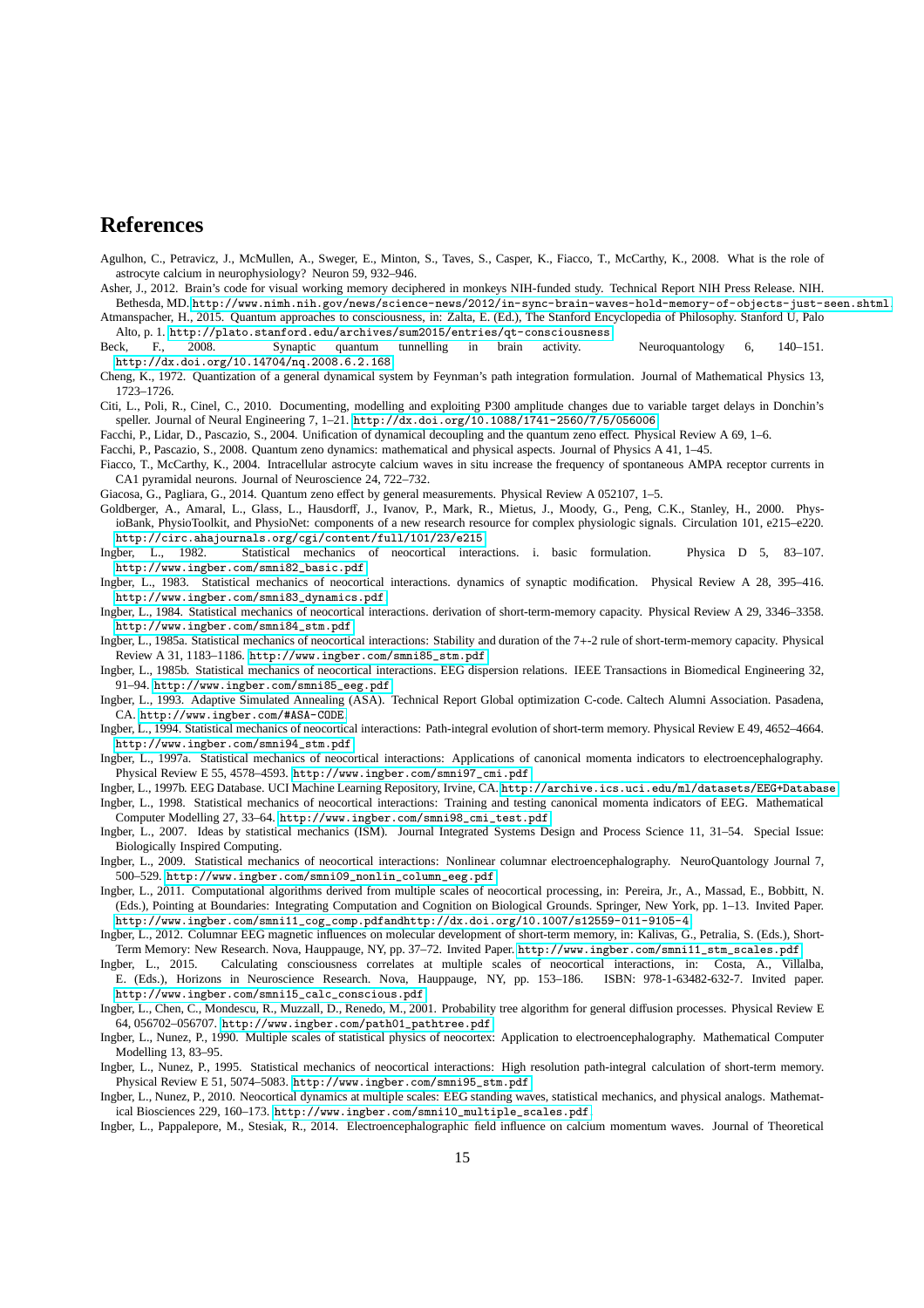# References

Agulhon, C., Petravicz, J., McMullen, A., Sweger, E., Minton, S., Taves, S., Casper, K., Fiacco, T., McCarthy, K., 2008. What is the role of astrocyte calcium in neurophysiology? Neuron 59, 932–946.

Asher, J., 2012. Brain's code for visual working memory deciphered in monkeys NIH-funded study. Technical Report NIH Press Release. NIH. Bethesda, MD. http://www.nimh.nih.gov/news/science-news/2012/in-sync-brain-waves-hold-memory-of-objects-just-seen.shtml.

Atmanspacher, H., 2015. Quantum approaches to consciousness, in: Zalta, E. (Ed.), The Stanford Encyclopedia of Philosophy. Stanford U, Palo Alto, p. 1. http://plato.stanford.edu/archives/sum2015/entries/qt-consciousness.

Beck, F., 2008. Synaptic quantum tunnelling in brain activity. Neuroquantology 6, 140–151. http://dx.doi.org/10.14704/nq.2008.6.2.168.

Cheng, K., 1972. Quantization of a general dynamical system by Feynman's path integration formulation. Journal of Mathematical Physics 13, 1723–1726.

Citi, L., Poli, R., Cinel, C., 2010. Documenting, modelling and exploiting P300 amplitude changes due to variable target delays in Donchin's speller. Journal of Neural Engineering 7, 1–21. http://dx.doi.org/10.1088/1741-2560/7/5/056006.

Facchi, P., Lidar, D., Pascazio, S., 2004. Unification of dynamical decoupling and the quantum zeno effect. Physical Review A 69, 1–6.

Facchi, P., Pascazio, S., 2008. Quantum zeno dynamics: mathematical and physical aspects. Journal of Physics A 41, 1–45.

Fiacco, T., McCarthy, K., 2004. Intracellular astrocyte calcium waves in situ increase the frequency of spontaneous AMPA receptor currents in CA1 pyramidal neurons. Journal of Neuroscience 24, 722–732.

Giacosa, G., Pagliara, G., 2014. Quantum zeno effect by general measurements. Physical Review A 052107, 1–5.

Goldberger, A., Amaral, L., Glass, L., Hausdorff, J., Ivanov, P., Mark, R., Mietus, J., Moody, G., Peng, C.K., Stanley, H., 2000. PhysioBank, PhysioToolkit, and PhysioNet: components of a new research resource for complex physiologic signals. Circulation 101, e215–e220. http://circ.ahajournals.org/cgi/content/full/101/23/e215.

Ingber, L., 1982. Statistical mechanics of neocortical interactions. i. basic formulation. Physica D 5, 83–107. http://www.ingber.com/smni82_basic.pdf.

Ingber, L., 1983. Statistical mechanics of neocortical interactions. dynamics of synaptic modification. Physical Review A 28, 395–416. http://www.ingber.com/smni83_dynamics.pdf.

Ingber, L., 1984. Statistical mechanics of neocortical interactions. derivation of short-term-memory capacity. Physical Review A 29, 3346–3358. http://www.ingber.com/smni84_stm.pdf.

Ingber, L., 1985a. Statistical mechanics of neocortical interactions: Stability and duration of the 7+-2 rule of short-term-memory capacity. Physical Review A 31, 1183–1186. http://www.ingber.com/smni85_stm.pdf.

Ingber, L., 1985b. Statistical mechanics of neocortical interactions. EEG dispersion relations. IEEE Transactions in Biomedical Engineering 32, 91–94. http://www.ingber.com/smni85_eeg.pdf.

Ingber, L., 1993. Adaptive Simulated Annealing (ASA). Technical Report Global optimization C-code. Caltech Alumni Association. Pasadena, CA. http://www.ingber.com/#ASA-CODE.

Ingber, L., 1994. Statistical mechanics of neocortical interactions: Path-integral evolution of short-term memory. Physical Review E 49, 4652–4664. http://www.ingber.com/smni94_stm.pdf.

Ingber, L., 1997a. Statistical mechanics of neocortical interactions: Applications of canonical momenta indicators to electroencephalography. Physical Review E 55, 4578–4593. http://www.ingber.com/smni97_cmi.pdf.

Ingber, L., 1997b. EEG Database. UCI Machine Learning Repository, Irvine, CA. http://archive.ics.uci.edu/ml/datasets/EEG+Database.

Ingber, L., 1998. Statistical mechanics of neocortical interactions: Training and testing canonical momenta indicators of EEG. Mathematical Computer Modelling 27, 33–64. http://www.ingber.com/smni98_cmi_test.pdf.

Ingber, L., 2007. Ideas by statistical mechanics (ISM). Journal Integrated Systems Design and Process Science 11, 31–54. Special Issue: Biologically Inspired Computing.

Ingber, L., 2009. Statistical mechanics of neocortical interactions: Nonlinear columnar electroencephalography. NeuroQuantology Journal 7, 500–529. http://www.ingber.com/smni09_nonlin_column_eeg.pdf.

Ingber, L., 2011. Computational algorithms derived from multiple scales of neocortical processing, in: Pereira, Jr., A., Massad, E., Bobbitt, N. (Eds.), Pointing at Boundaries: Integrating Computation and Cognition on Biological Grounds. Springer, New York, pp. 1–13. Invited Paper. http://www.ingber.com/smni11_cog_comp.pdfandhttp://dx.doi.org/10.1007/s12559-011-9105-4.

Ingber, L., 2012. Columnar EEG magnetic influences on molecular development of short-term memory, in: Kalivas, G., Petralia, S. (Eds.), Short-Term Memory: New Research. Nova, Hauppauge, NY, pp. 37–72. Invited Paper. http://www.ingber.com/smni11_stm_scales.pdf.

Ingber, L., 2015. Calculating consciousness correlates at multiple scales of neocortical interactions, in: Costa, A., Villalba, E. (Eds.), Horizons in Neuroscience Research. Nova, Hauppauge, NY, pp. 153–186. ISBN: 978-1-63482-632-7. Invited paper. http://www.ingber.com/smni15_calc_conscious.pdf.

Ingber, L., Chen, C., Mondescu, R., Muzzall, D., Renedo, M., 2001. Probability tree algorithm for general diffusion processes. Physical Review E 64, 056702–056707. http://www.ingber.com/path01_pathtree.pdf.

Ingber, L., Nunez, P., 1990. Multiple scales of statistical physics of neocortex: Application to electroencephalography. Mathematical Computer Modelling 13, 83–95.

Ingber, L., Nunez, P., 1995. Statistical mechanics of neocortical interactions: High resolution path-integral calculation of short-term memory. Physical Review E 51, 5074–5083. http://www.ingber.com/smni95_stm.pdf.

Ingber, L., Nunez, P., 2010. Neocortical dynamics at multiple scales: EEG standing waves, statistical mechanics, and physical analogs. Mathematical Biosciences 229, 160–173. http://www.ingber.com/smni10_multiple_scales.pdf.

Ingber, L., Pappalepore, M., Stesiak, R., 2014. Electroencephalographic field influence on calcium momentum waves. Journal of Theoretical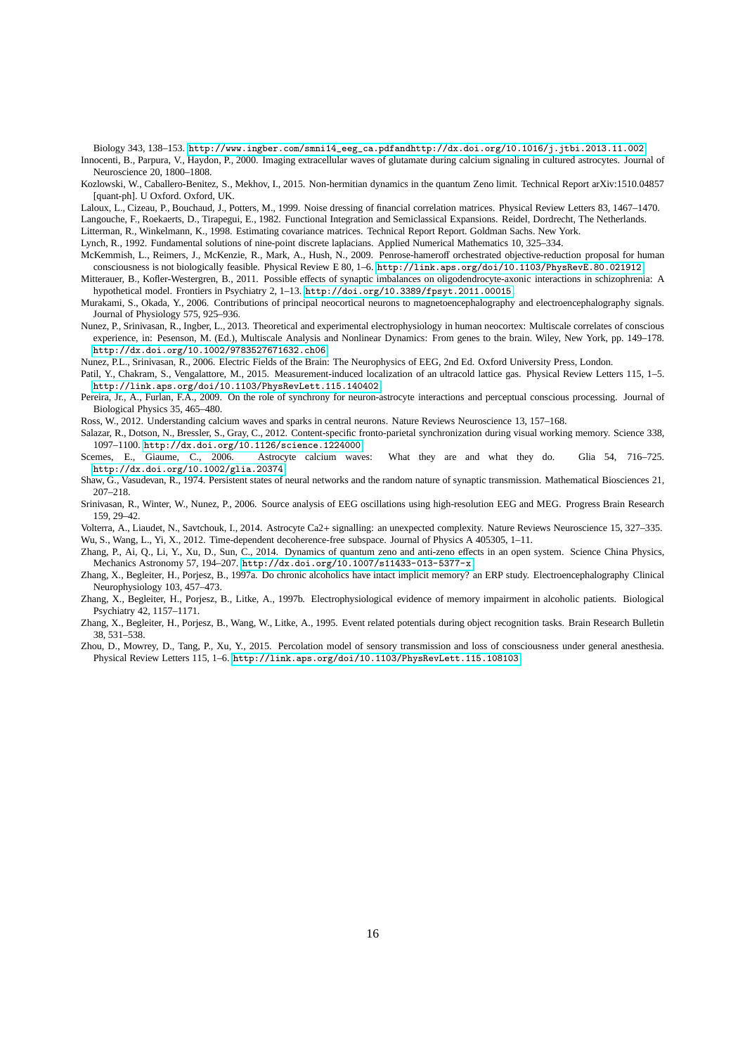Biology 343, 138–153. http://www.ingber.com/smni14_eeg_ca.pdfandhttp://dx.doi.org/10.1016/j.jtbi.2013.11.002

Innocenti, B., Parpura, V., Haydon, P., 2000. Imaging extracellular waves of glutamate during calcium signaling in cultured astrocytes. Journal of Neuroscience 20, 1800–1808.

Kozlowski, W., Caballero-Benitez, S., Mekhov, I., 2015. Non-hermitian dynamics in the quantum Zeno limit. Technical Report arXiv:1510.04857 [quant-ph]. U Oxford. Oxford, UK.

Laloux, L., Cizeau, P., Bouchaud, J., Potters, M., 1999. Noise dressing of financial correlation matrices. Physical Review Letters 83, 1467–1470.

Langouche, F., Roekaerts, D., Tirapegui, E., 1982. Functional Integration and Semiclassical Expansions. Reidel, Dordrecht, The Netherlands.

Litterman, R., Winkelmann, K., 1998. Estimating covariance matrices. Technical Report Report. Goldman Sachs. New York.

Lynch, R., 1992. Fundamental solutions of nine-point discrete laplacians. Applied Numerical Mathematics 10, 325–334.

McKemmish, L., Reimers, J., McKenzie, R., Mark, A., Hush, N., 2009. Penrose-hameroff orchestrated objective-reduction proposal for human consciousness is not biologically feasible. Physical Review E 80, 1–6. http://link.aps.org/doi/10.1103/PhysRevE.80.021912

Mitterauer, B., Kofler-Westergren, B., 2011. Possible effects of synaptic imbalances on oligodendrocyte-axonic interactions in schizophrenia: A hypothetical model. Frontiers in Psychiatry 2, 1–13. http://doi.org/10.3389/fpsyt.2011.00015

Murakami, S., Okada, Y., 2006. Contributions of principal neocortical neurons to magnetoencephalography and electroencephalography signals. Journal of Physiology 575, 925–936.

Nunez, P., Srinivasan, R., Ingber, L., 2013. Theoretical and experimental electrophysiology in human neocortex: Multiscale correlates of conscious experience, in: Pesenson, M. (Ed.), Multiscale Analysis and Nonlinear Dynamics: From genes to the brain. Wiley, New York, pp. 149–178. http://dx.doi.org/10.1002/9783527671632.ch06

Nunez, P.L., Srinivasan, R., 2006. Electric Fields of the Brain: The Neurophysics of EEG, 2nd Ed. Oxford University Press, London.

Patil, Y., Chakram, S., Vengalattore, M., 2015. Measurement-induced localization of an ultracold lattice gas. Physical Review Letters 115, 1–5. http://link.aps.org/doi/10.1103/PhysRevLett.115.140402

Pereira, Jr., A., Furlan, F.A., 2009. On the role of synchrony for neuron-astrocyte interactions and perceptual conscious processing. Journal of Biological Physics 35, 465–480.

Ross, W., 2012. Understanding calcium waves and sparks in central neurons. Nature Reviews Neuroscience 13, 157–168.

Salazar, R., Dotson, N., Bressler, S., Gray, C., 2012. Content-specific fronto-parietal synchronization during visual working memory. Science 338, 1097–1100. http://dx.doi.org/10.1126/science.1224000

Scemes, E., Giaume, C., 2006. Astrocyte calcium waves: What they are and what they do. Glia 54, 716–725. http://dx.doi.org/10.1002/glia.20374

Shaw, G., Vasudevan, R., 1974. Persistent states of neural networks and the random nature of synaptic transmission. Mathematical Biosciences 21, 207–218.

Srinivasan, R., Winter, W., Nunez, P., 2006. Source analysis of EEG oscillations using high-resolution EEG and MEG. Progress Brain Research 159, 29–42.

Volterra, A., Liaudet, N., Savtchouk, I., 2014. Astrocyte Ca2+ signalling: an unexpected complexity. Nature Reviews Neuroscience 15, 327–335.

Wu, S., Wang, L., Yi, X., 2012. Time-dependent decoherence-free subspace. Journal of Physics A 405305, 1–11.

Zhang, P., Ai, Q., Li, Y., Xu, D., Sun, C., 2014. Dynamics of quantum zeno and anti-zeno effects in an open system. Science China Physics, Mechanics Astronomy 57, 194–207. http://dx.doi.org/10.1007/s11433-013-5377-x

Zhang, X., Begleiter, H., Porjesz, B., 1997a. Do chronic alcoholics have intact implicit memory? an ERP study. Electroencephalography Clinical Neurophysiology 103, 457–473.

Zhang, X., Begleiter, H., Porjesz, B., Litke, A., 1997b. Electrophysiological evidence of memory impairment in alcoholic patients. Biological Psychiatry 42, 1157–1171.

Zhang, X., Begleiter, H., Porjesz, B., Wang, W., Litke, A., 1995. Event related potentials during object recognition tasks. Brain Research Bulletin 38, 531–538.

Zhou, D., Mowrey, D., Tang, P., Xu, Y., 2015. Percolation model of sensory transmission and loss of consciousness under general anesthesia. Physical Review Letters 115, 1–6. http://link.aps.org/doi/10.1103/PhysRevLett.115.108103